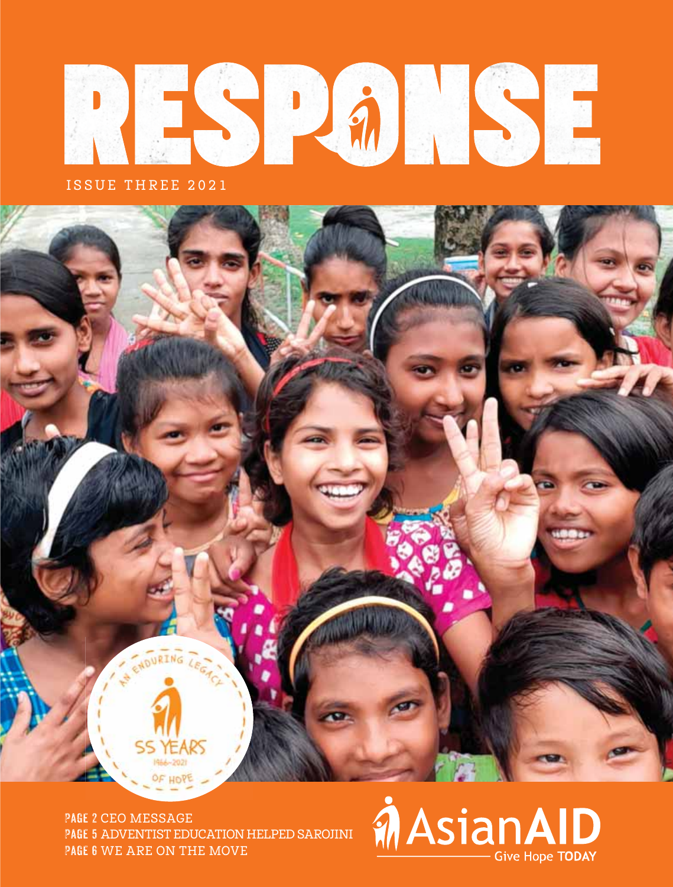# RESPONSE

ISSUE THREE 2021

AN ENDURING LEGACY

55 YEARS

1966–2021

OF HOPE

**PAGE 2** CEO MESSAGE
**PAGE 5** ADVENTIST EDUCATION HELPED SAROJINI
**PAGE 6** WE ARE ON THE MOVE

AsianAID

Give Hope **TODAY**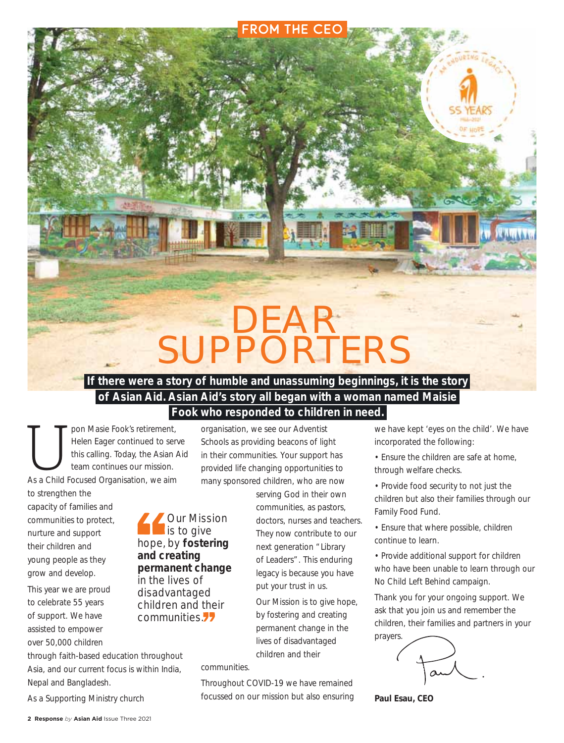FROM THE CEO

# DEAR SUPPORTERS

**If there were a story of humble and unassuming beginnings, it is the story of Asian Aid. Asian Aid's story all began with a woman named Maisie Fook who responded to children in need.**

Upon Masie Fook's retirement, Helen Eager continued to serve this calling. Today, the Asian Aid team continues our mission.

As a Child Focused Organisation, we aim to strengthen the capacity of families and communities to protect, nurture and support their children and young people as they grow and develop.

This year we are proud to celebrate 55 years of support. We have assisted to empower over 50,000 children through faith-based education throughout Asia, and our current focus is within India, Nepal and Bangladesh.

As a Supporting Ministry church organisation, we see our Adventist Schools as providing beacons of light in their communities. Your support has provided life changing opportunities to many sponsored children, who are now serving God in their own communities, as pastors, doctors, nurses and teachers. They now contribute to our next generation "Library of Leaders". This enduring legacy is because you have put your trust in us.

> Our Mission is to give hope, by **fostering and creating permanent change** in the lives of disadvantaged children and their communities.

Our Mission is to give hope, by fostering and creating permanent change in the lives of disadvantaged children and their communities.

Throughout COVID-19 we have remained focussed on our mission but also ensuring we have kept 'eyes on the child'. We have incorporated the following:

- Ensure the children are safe at home, through welfare checks.
- Provide food security to not just the children but also their families through our Family Food Fund.
- Ensure that where possible, children continue to learn.
- Provide additional support for children who have been unable to learn through our No Child Left Behind campaign.

Thank you for your ongoing support. We ask that you join us and remember the children, their families and partners in your prayers.

**Paul Esau, CEO**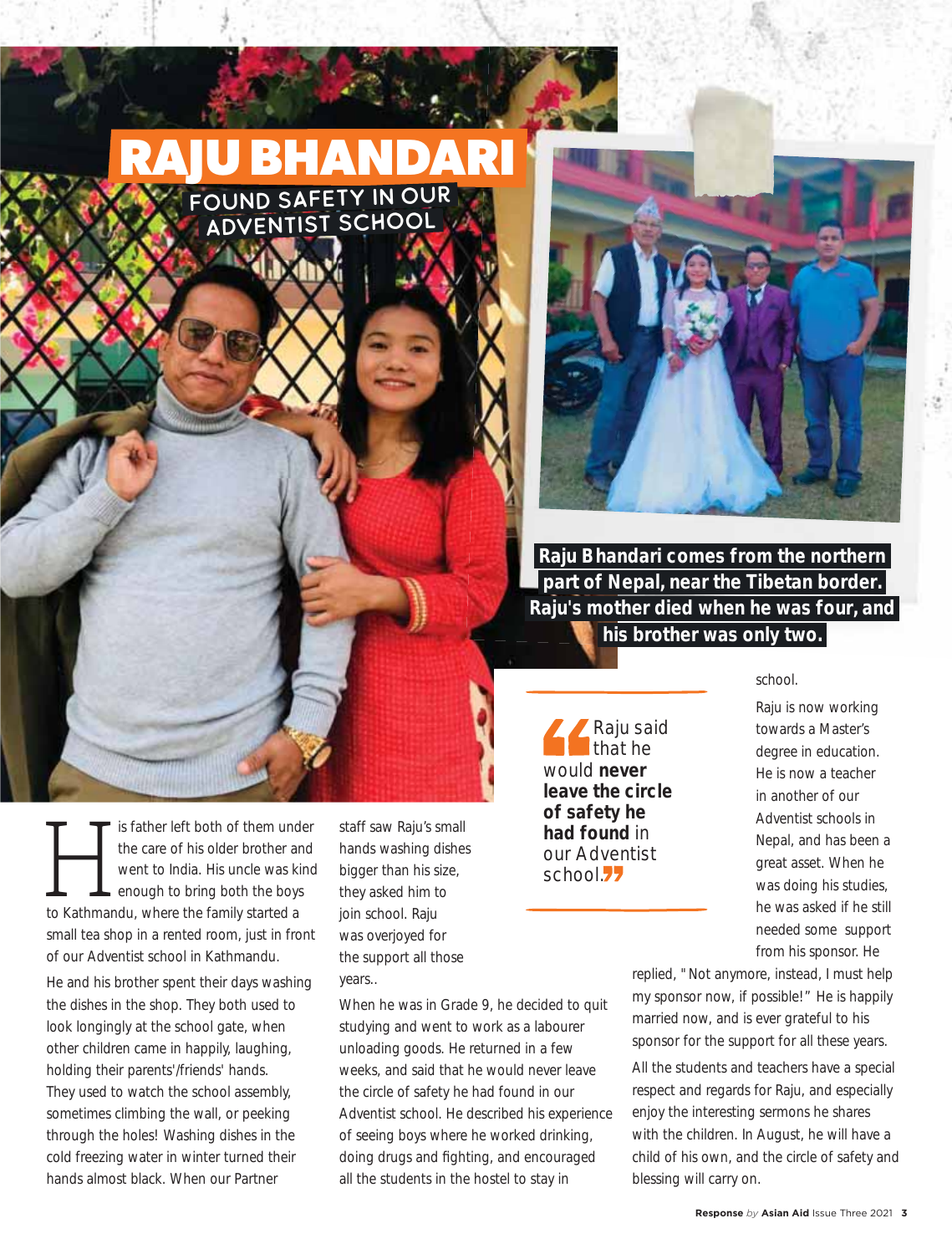# RAJU BHANDARI

## FOUND SAFETY IN OUR ADVENTIST SCHOOL

**Raju Bhandari comes from the northern part of Nepal, near the Tibetan border. Raju's mother died when he was four, and his brother was only two.**

His father left both of them under the care of his older brother and went to India. His uncle was kind enough to bring both the boys to Kathmandu, where the family started a small tea shop in a rented room, just in front of our Adventist school in Kathmandu.

He and his brother spent their days washing the dishes in the shop. They both used to look longingly at the school gate, when other children came in happily, laughing, holding their parents'/friends' hands. They used to watch the school assembly, sometimes climbing the wall, or peeking through the holes! Washing dishes in the cold freezing water in winter turned their hands almost black. When our Partner staff saw Raju's small hands washing dishes bigger than his size, they asked him to join school. Raju was overjoyed for the support all those years..

When he was in Grade 9, he decided to quit studying and went to work as a labourer unloading goods. He returned in a few weeks, and said that he would never leave the circle of safety he had found in our Adventist school. He described his experience of seeing boys where he worked drinking, doing drugs and fighting, and encouraged all the students in the hostel to stay in school.

> "Raju said that he would **never leave the circle of safety he had found** in our Adventist school."

Raju is now working towards a Master's degree in education. He is now a teacher in another of our Adventist schools in Nepal, and has been a great asset. When he was doing his studies, he was asked if he still needed some support from his sponsor. He replied, "Not anymore, instead, I must help my sponsor now, if possible!" He is happily married now, and is ever grateful to his sponsor for the support for all these years.

All the students and teachers have a special respect and regards for Raju, and especially enjoy the interesting sermons he shares with the children. In August, he will have a child of his own, and the circle of safety and blessing will carry on.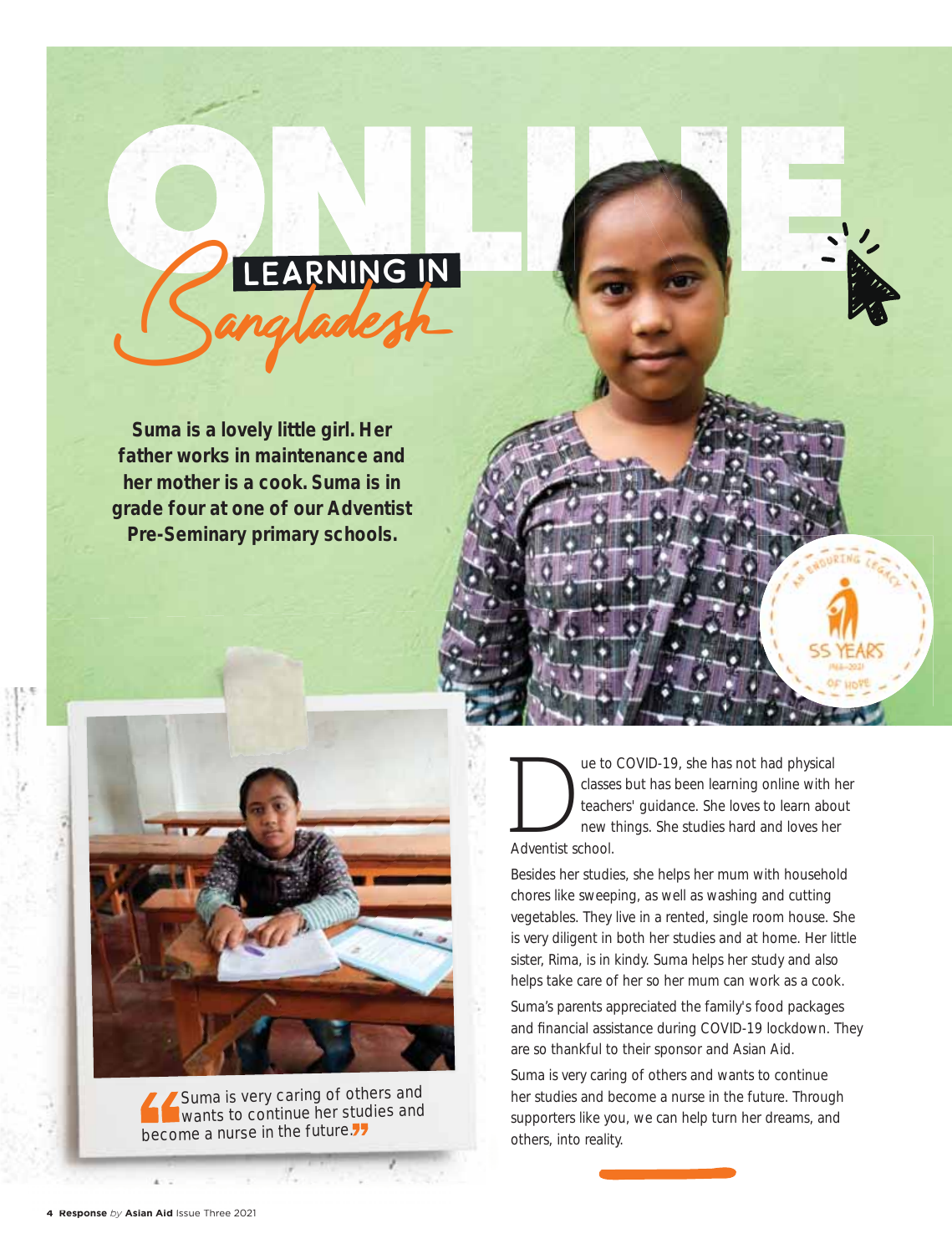# ONLINE LEARNING IN Bangladesh

**Suma is a lovely little girl. Her father works in maintenance and her mother is a cook. Suma is in grade four at one of our Adventist Pre-Seminary primary schools.**

Due to COVID-19, she has not had physical classes but has been learning online with her teachers' guidance. She loves to learn about new things. She studies hard and loves her Adventist school.

Besides her studies, she helps her mum with household chores like sweeping, as well as washing and cutting vegetables. They live in a rented, single room house. She is very diligent in both her studies and at home. Her little sister, Rima, is in kindy. Suma helps her study and also helps take care of her so her mum can work as a cook.

Suma's parents appreciated the family's food packages and financial assistance during COVID-19 lockdown. They are so thankful to their sponsor and Asian Aid.

Suma is very caring of others and wants to continue her studies and become a nurse in the future. Through supporters like you, we can help turn her dreams, and others, into reality.

"Suma is very caring of others and wants to continue her studies and become a nurse in the future."

AN ENDURING LEGACY 55 YEARS 1966–2021 OF HOPE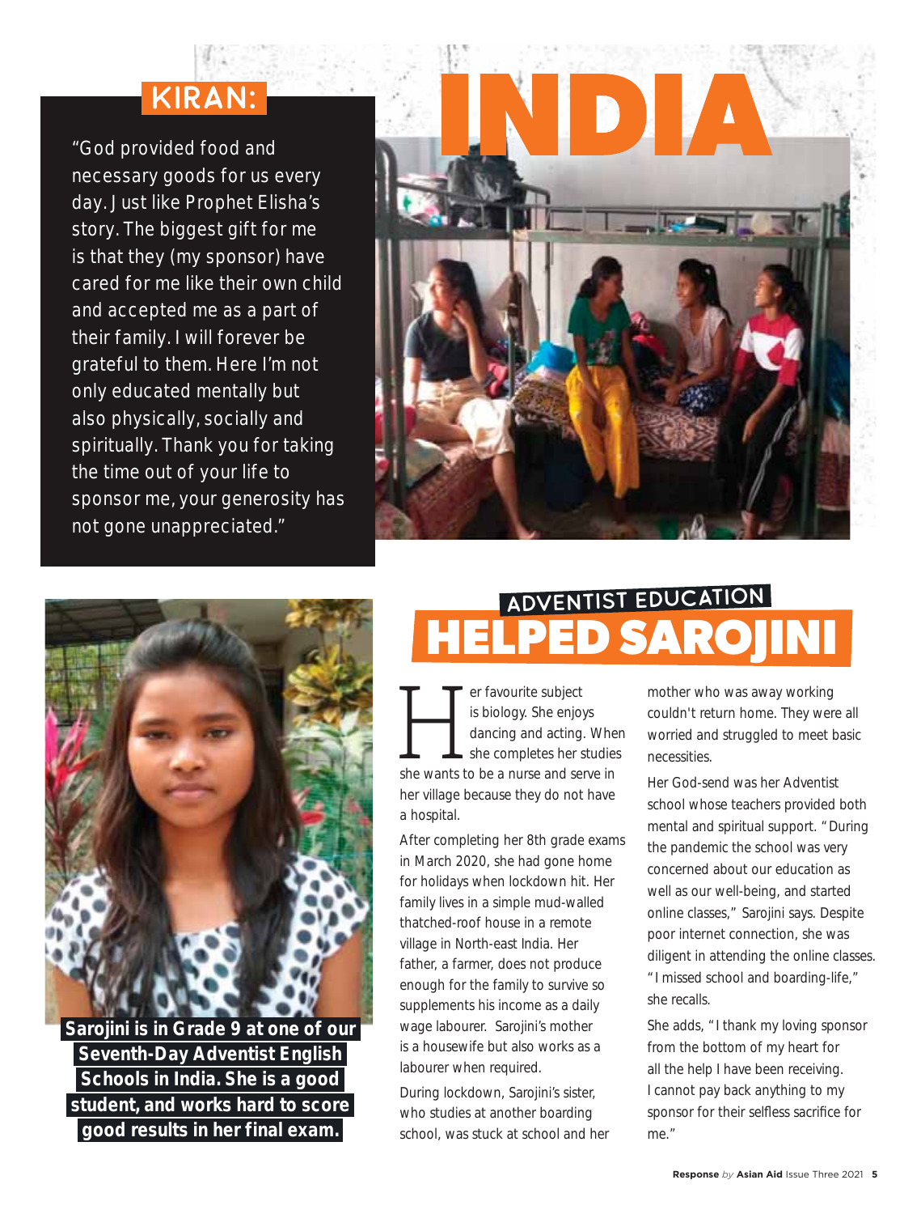# INDIA

## KIRAN:

"God provided food and necessary goods for us every day. Just like Prophet Elisha's story. The biggest gift for me is that they (my sponsor) have cared for me like their own child and accepted me as a part of their family. I will forever be grateful to them. Here I'm not only educated mentally but also physically, socially and spiritually. Thank you for taking the time out of your life to sponsor me, your generosity has not gone unappreciated."

**Sarojini is in Grade 9 at one of our Seventh-Day Adventist English Schools in India. She is a good student, and works hard to score good results in her final exam.**

## ADVENTIST EDUCATION HELPED SAROJINI

Her favourite subject is biology. She enjoys dancing and acting. When she completes her studies she wants to be a nurse and serve in her village because they do not have a hospital.

After completing her 8th grade exams in March 2020, she had gone home for holidays when lockdown hit. Her family lives in a simple mud-walled thatched-roof house in a remote village in North-east India. Her father, a farmer, does not produce enough for the family to survive so supplements his income as a daily wage labourer. Sarojini's mother is a housewife but also works as a labourer when required.

During lockdown, Sarojini's sister, who studies at another boarding school, was stuck at school and her mother who was away working couldn't return home. They were all worried and struggled to meet basic necessities.

Her God-send was her Adventist school whose teachers provided both mental and spiritual support. "During the pandemic the school was very concerned about our education as well as our well-being, and started online classes," Sarojini says. Despite poor internet connection, she was diligent in attending the online classes. "I missed school and boarding-life," she recalls.

She adds, "I thank my loving sponsor from the bottom of my heart for all the help I have been receiving. I cannot pay back anything to my sponsor for their selfless sacrifice for me."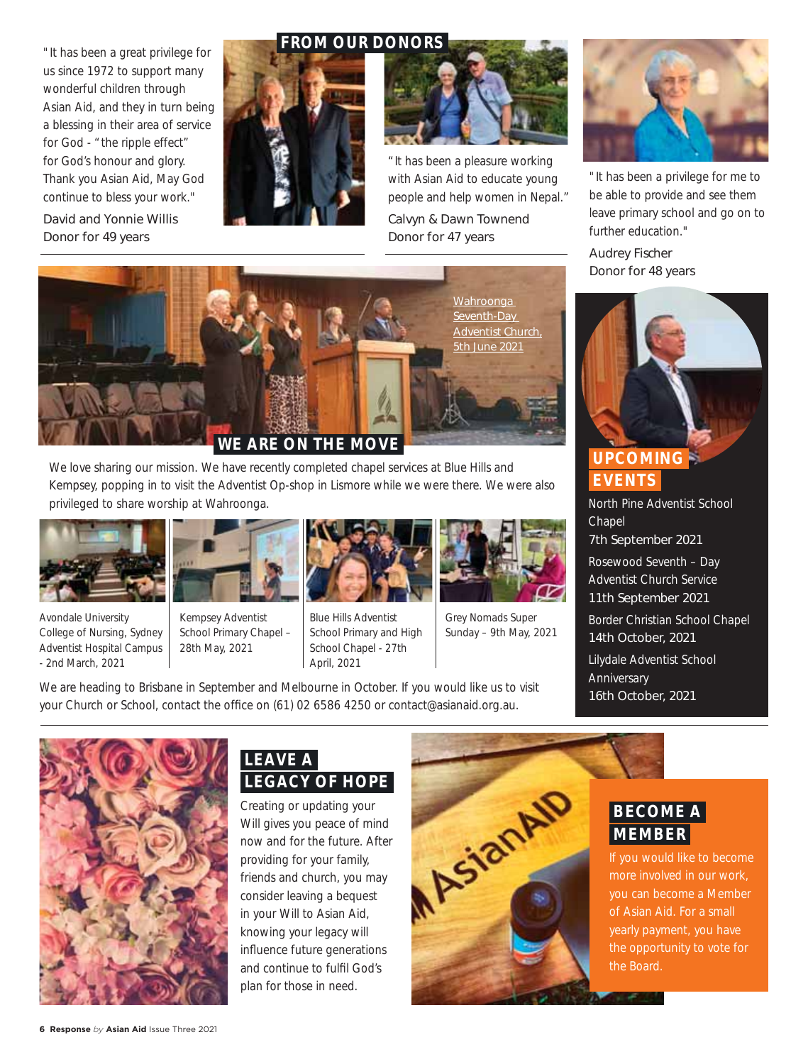## FROM OUR DONORS

"It has been a great privilege for us since 1972 to support many wonderful children through Asian Aid, and they in turn being a blessing in their area of service for God - "the ripple effect" for God's honour and glory. Thank you Asian Aid, May God continue to bless your work."

David and Yonnie Willis
Donor for 49 years

"It has been a pleasure working with Asian Aid to educate young people and help women in Nepal."

Calvyn & Dawn Townend
Donor for 47 years

"It has been a privilege for me to be able to provide and see them leave primary school and go on to further education."

Audrey Fischer
Donor for 48 years

Wahroonga Seventh-Day Adventist Church, 5th June 2021

## WE ARE ON THE MOVE

We love sharing our mission. We have recently completed chapel services at Blue Hills and Kempsey, popping in to visit the Adventist Op-shop in Lismore while we were there. We were also privileged to share worship at Wahroonga.

Avondale University College of Nursing, Sydney Adventist Hospital Campus - 2nd March, 2021

Kempsey Adventist School Primary Chapel – 28th May, 2021

Blue Hills Adventist School Primary and High School Chapel - 27th April, 2021

Grey Nomads Super Sunday – 9th May, 2021

We are heading to Brisbane in September and Melbourne in October. If you would like us to visit your Church or School, contact the office on (61) 02 6586 4250 or contact@asianaid.org.au.

## UPCOMING EVENTS

North Pine Adventist School Chapel
7th September 2021

Rosewood Seventh – Day Adventist Church Service
11th September 2021

Border Christian School Chapel
14th October, 2021

Lilydale Adventist School Anniversary
16th October, 2021

## LEAVE A LEGACY OF HOPE

Creating or updating your Will gives you peace of mind now and for the future. After providing for your family, friends and church, you may consider leaving a bequest in your Will to Asian Aid, knowing your legacy will influence future generations and continue to fulfil God's plan for those in need.

## BECOME A MEMBER

If you would like to become more involved in our work, you can become a Member of Asian Aid. For a small yearly payment, you have the opportunity to vote for the Board.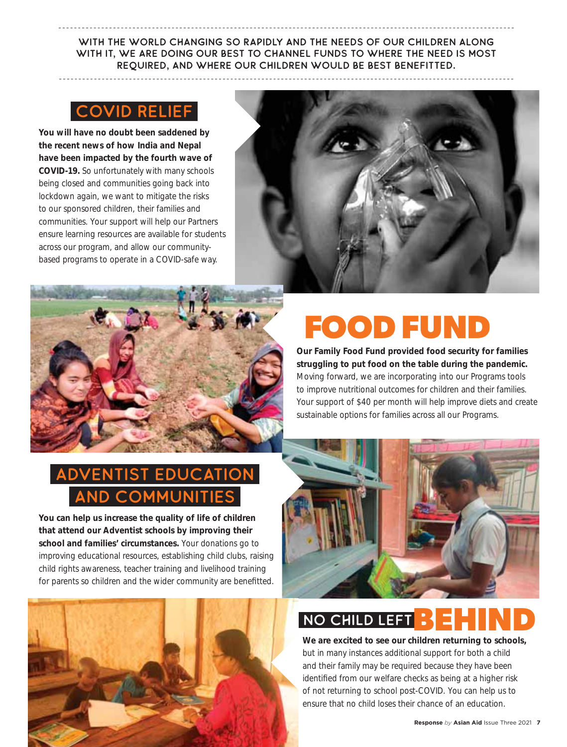**WITH THE WORLD CHANGING SO RAPIDLY AND THE NEEDS OF OUR CHILDREN ALONG WITH IT, WE ARE DOING OUR BEST TO CHANNEL FUNDS TO WHERE THE NEED IS MOST REQUIRED, AND WHERE OUR CHILDREN WOULD BE BEST BENEFITTED.**

## COVID RELIEF

**You will have no doubt been saddened by the recent news of how India and Nepal have been impacted by the fourth wave of COVID-19.** So unfortunately with many schools being closed and communities going back into lockdown again, we want to mitigate the risks to our sponsored children, their families and communities. Your support will help our Partners ensure learning resources are available for students across our program, and allow our community-based programs to operate in a COVID-safe way.

## FOOD FUND

**Our Family Food Fund provided food security for families struggling to put food on the table during the pandemic.** Moving forward, we are incorporating into our Programs tools to improve nutritional outcomes for children and their families. Your support of $40 per month will help improve diets and create sustainable options for families across all our Programs.

## ADVENTIST EDUCATION AND COMMUNITIES

**You can help us increase the quality of life of children that attend our Adventist schools by improving their school and families' circumstances.** Your donations go to improving educational resources, establishing child clubs, raising child rights awareness, teacher training and livelihood training for parents so children and the wider community are benefitted.

## NO CHILD LEFT BEHIND

**We are excited to see our children returning to schools,** but in many instances additional support for both a child and their family may be required because they have been identified from our welfare checks as being at a higher risk of not returning to school post-COVID. You can help us to ensure that no child loses their chance of an education.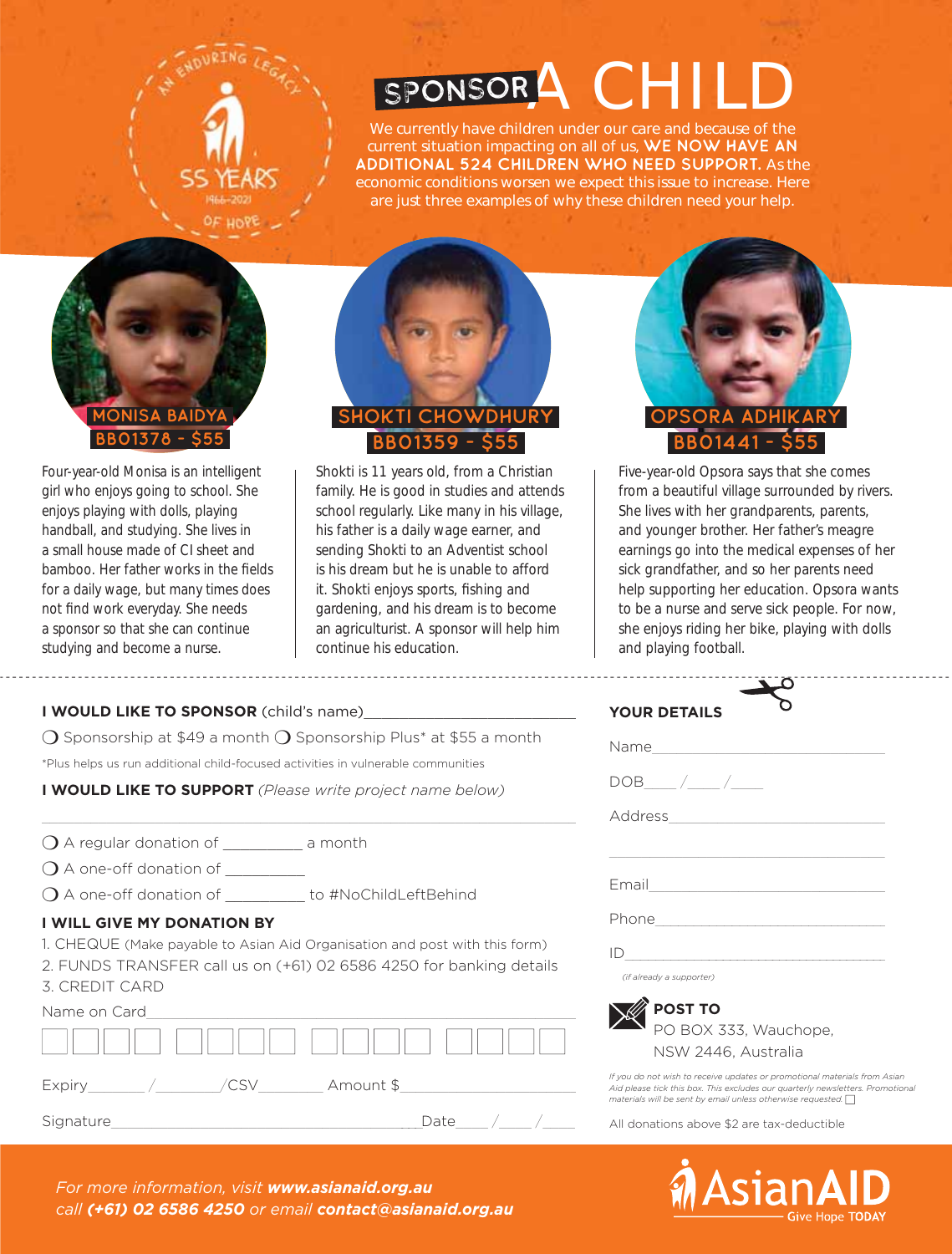AN ENDURING LEGACY

55 YEARS

1966-2021

OF HOPE

# SPONSOR A CHILD

We currently have children under our care and because of the current situation impacting on all of us, **WE NOW HAVE AN ADDITIONAL 524 CHILDREN WHO NEED SUPPORT.** As the economic conditions worsen we expect this issue to increase. Here are just three examples of why these children need your help.

### MONISA BAIDYA
**BB01378 - $55**

Four-year-old Monisa is an intelligent girl who enjoys going to school. She enjoys playing with dolls, playing handball, and studying. She lives in a small house made of CI sheet and bamboo. Her father works in the fields for a daily wage, but many times does not find work everyday. She needs a sponsor so that she can continue studying and become a nurse.

### SHOKTI CHOWDHURY
**BB01359 - $55**

Shokti is 11 years old, from a Christian family. He is good in studies and attends school regularly. Like many in his village, his father is a daily wage earner, and sending Shokti to an Adventist school is his dream but he is unable to afford it. Shokti enjoys sports, fishing and gardening, and his dream is to become an agriculturist. A sponsor will help him continue his education.

### OPSORA ADHIKARY
**BB01441 - $55**

Five-year-old Opsora says that she comes from a beautiful village surrounded by rivers. She lives with her grandparents, parents, and younger brother. Her father's meagre earnings go into the medical expenses of her sick grandfather, and so her parents need help supporting her education. Opsora wants to be a nurse and serve sick people. For now, she enjoys riding her bike, playing with dolls and playing football.

---

**I WOULD LIKE TO SPONSOR** (child's name)\_\_\_\_\_\_\_\_\_\_\_\_\_\_\_\_\_\_\_\_

❍ Sponsorship at $49 a month ❍ Sponsorship Plus* at $55 a month

*Plus helps us run additional child-focused activities in vulnerable communities

**I WOULD LIKE TO SUPPORT** *(Please write project name below)*

\_\_\_\_\_\_\_\_\_\_\_\_\_\_\_\_\_\_\_\_\_\_\_\_\_\_\_\_\_\_\_\_\_\_\_\_\_\_\_\_

❍ A regular donation of \_\_\_\_\_\_\_\_\_\_ a month

❍ A one-off donation of \_\_\_\_\_\_\_\_\_\_

❍ A one-off donation of \_\_\_\_\_\_\_\_\_\_ to #NoChildLeftBehind

**I WILL GIVE MY DONATION BY**

1. CHEQUE (Make payable to Asian Aid Organisation and post with this form)
2. FUNDS TRANSFER call us on (+61) 02 6586 4250 for banking details
3. CREDIT CARD

Name on Card\_\_\_\_\_\_\_\_\_\_\_\_\_\_\_\_\_\_\_\_\_\_\_\_\_\_\_\_\_\_

☐☐☐☐ ☐☐☐☐ ☐☐☐☐ ☐☐☐☐

Expiry\_\_\_\_\_\_ / \_\_\_\_\_\_ /CSV\_\_\_\_\_\_ Amount $\_\_\_\_\_\_\_\_\_\_\_\_\_\_

Signature\_\_\_\_\_\_\_\_\_\_\_\_\_\_\_\_\_\_\_\_\_\_\_\_\_\_ Date\_\_\_\_ / \_\_\_\_ / \_\_\_\_

**YOUR DETAILS**

Name\_\_\_\_\_\_\_\_\_\_\_\_\_\_\_\_\_\_\_\_\_\_\_\_

DOB\_\_\_\_ / \_\_\_\_ / \_\_\_\_

Address\_\_\_\_\_\_\_\_\_\_\_\_\_\_\_\_\_\_\_\_\_\_\_\_

\_\_\_\_\_\_\_\_\_\_\_\_\_\_\_\_\_\_\_\_\_\_\_\_\_\_\_\_\_\_

Email\_\_\_\_\_\_\_\_\_\_\_\_\_\_\_\_\_\_\_\_\_\_\_\_

Phone\_\_\_\_\_\_\_\_\_\_\_\_\_\_\_\_\_\_\_\_\_\_\_\_

ID\_\_\_\_\_\_\_\_\_\_\_\_\_\_\_\_\_\_\_\_\_\_\_\_

*(if already a supporter)*

**POST TO**
PO BOX 333, Wauchope,
NSW 2446, Australia

*If you do not wish to receive updates or promotional materials from Asian Aid please tick this box. This excludes our quarterly newsletters. Promotional materials will be sent by email unless otherwise requested.* ☐

All donations above $2 are tax-deductible

*For more information, visit **www.asianaid.org.au***
*call **(+61) 02 6586 4250** or email **contact@asianaid.org.au***

AsianAID
Give Hope TODAY